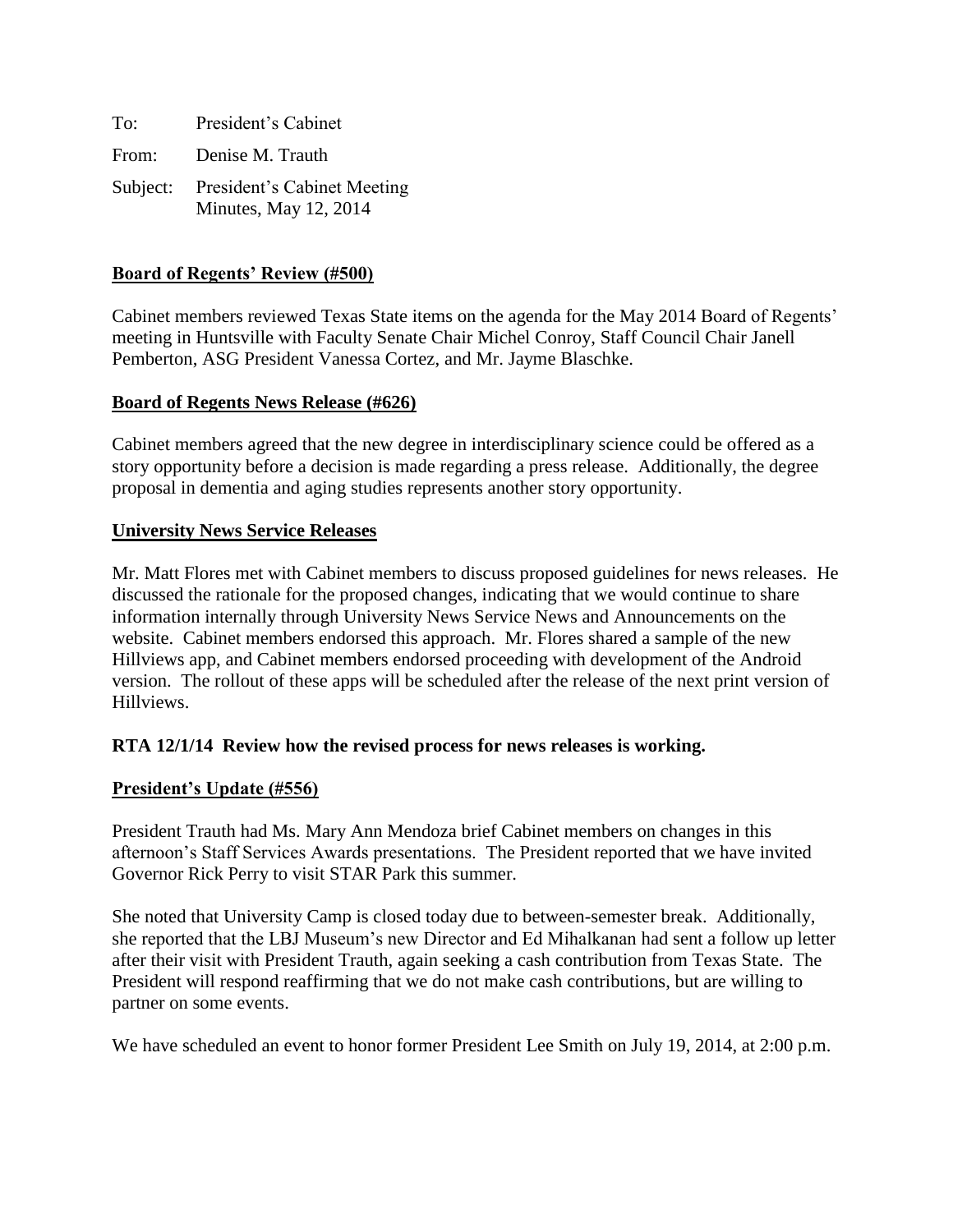To: President's Cabinet

From: Denise M. Trauth

Subject: President's Cabinet Meeting Minutes, May 12, 2014

## Board of Regents' Review (#500)

Cabinet members reviewed Texas State items on the agenda for the May 2014 Board of Regents' meeting in Huntsville with Faculty Senate Chair Michel Conroy, Staff Council Chair Janell Pemberton, ASG President Vanessa Cortez, and Mr. Jayme Blaschke.

## Board of Regents News Release (#626)

Cabinet members agreed that the new degree in interdisciplinary science could be offered as a story opportunity before a decision is made regarding a press release. Additionally, the degree proposal in dementia and aging studies represents another story opportunity.

## University News Service Releases

Mr. Matt Flores met with Cabinet members to discuss proposed guidelines for news releases. He discussed the rationale for the proposed changes, indicating that we would continue to share information internally through University News Service News and Announcements on the website. Cabinet members endorsed this approach. Mr. Flores shared a sample of the new Hillviews app, and Cabinet members endorsed proceeding with development of the Android version. The rollout of these apps will be scheduled after the release of the next print version of Hillviews.

**RTA 12/1/14 Review how the revised process for news releases is working.**

## President's Update (#556)

President Trauth had Ms. Mary Ann Mendoza brief Cabinet members on changes in this afternoon's Staff Services Awards presentations. The President reported that we have invited Governor Rick Perry to visit STAR Park this summer.

She noted that University Camp is closed today due to between-semester break. Additionally, she reported that the LBJ Museum's new Director and Ed Mihalkanan had sent a follow up letter after their visit with President Trauth, again seeking a cash contribution from Texas State. The President will respond reaffirming that we do not make cash contributions, but are willing to partner on some events.

We have scheduled an event to honor former President Lee Smith on July 19, 2014, at 2:00 p.m.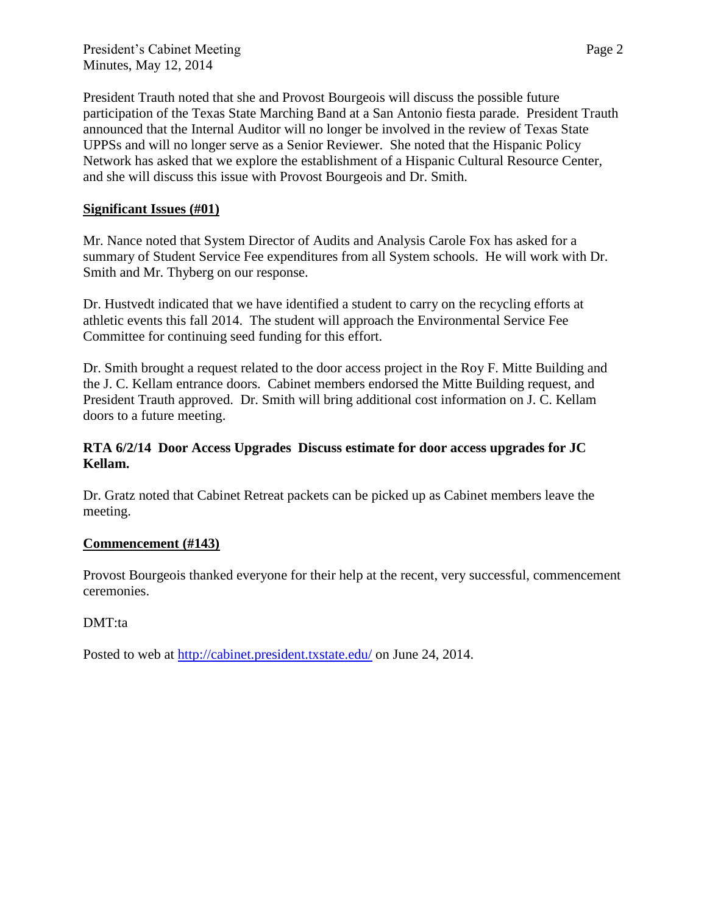President Trauth noted that she and Provost Bourgeois will discuss the possible future participation of the Texas State Marching Band at a San Antonio fiesta parade. President Trauth announced that the Internal Auditor will no longer be involved in the review of Texas State UPPSs and will no longer serve as a Senior Reviewer. She noted that the Hispanic Policy Network has asked that we explore the establishment of a Hispanic Cultural Resource Center, and she will discuss this issue with Provost Bourgeois and Dr. Smith.

**Significant Issues (#01)**

Mr. Nance noted that System Director of Audits and Analysis Carole Fox has asked for a summary of Student Service Fee expenditures from all System schools. He will work with Dr. Smith and Mr. Thyberg on our response.

Dr. Hustvedt indicated that we have identified a student to carry on the recycling efforts at athletic events this fall 2014. The student will approach the Environmental Service Fee Committee for continuing seed funding for this effort.

Dr. Smith brought a request related to the door access project in the Roy F. Mitte Building and the J. C. Kellam entrance doors. Cabinet members endorsed the Mitte Building request, and President Trauth approved. Dr. Smith will bring additional cost information on J. C. Kellam doors to a future meeting.

**RTA 6/2/14 Door Access Upgrades Discuss estimate for door access upgrades for JC Kellam.**

Dr. Gratz noted that Cabinet Retreat packets can be picked up as Cabinet members leave the meeting.

**Commencement (#143)**

Provost Bourgeois thanked everyone for their help at the recent, very successful, commencement ceremonies.

DMT:ta

Posted to web at http://cabinet.president.txstate.edu/ on June 24, 2014.